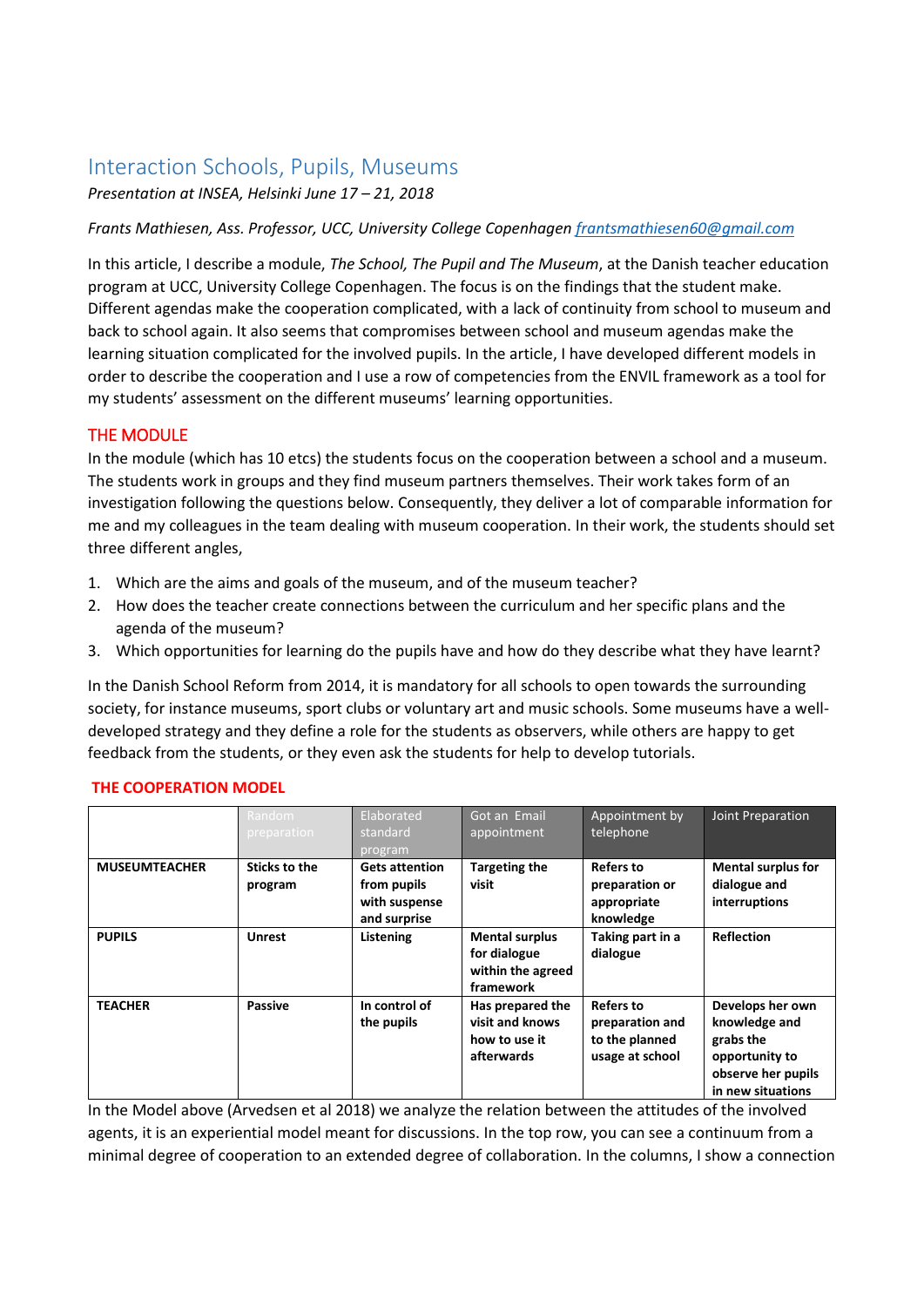# Interaction Schools, Pupils, Museums

*Presentation at INSEA, Helsinki June 17 – 21, 2018*

*Frants Mathiesen, Ass. Professor, UCC, University College Copenhagen [frantsmathiesen60@gmail.com](mailto:frantsmathiesen60@gmail.com)*

In this article, I describe a module, *The School, The Pupil and The Museum*, at the Danish teacher education program at UCC, University College Copenhagen. The focus is on the findings that the student make. Different agendas make the cooperation complicated, with a lack of continuity from school to museum and back to school again. It also seems that compromises between school and museum agendas make the learning situation complicated for the involved pupils. In the article, I have developed different models in order to describe the cooperation and I use a row of competencies from the ENVIL framework as a tool for my students' assessment on the different museums' learning opportunities.

## THE MODULE

In the module (which has 10 etcs) the students focus on the cooperation between a school and a museum. The students work in groups and they find museum partners themselves. Their work takes form of an investigation following the questions below. Consequently, they deliver a lot of comparable information for me and my colleagues in the team dealing with museum cooperation. In their work, the students should set three different angles,

1. Which are the aims and goals of the museum, and of the museum teacher?
2. How does the teacher create connections between the curriculum and her specific plans and the agenda of the museum?
3. Which opportunities for learning do the pupils have and how do they describe what they have learnt?

In the Danish School Reform from 2014, it is mandatory for all schools to open towards the surrounding society, for instance museums, sport clubs or voluntary art and music schools. Some museums have a well-developed strategy and they define a role for the students as observers, while others are happy to get feedback from the students, or they even ask the students for help to develop tutorials.

## THE COOPERATION MODEL

| | Random preparation | Elaborated standard program | Got an Email appointment | Appointment by telephone | Joint Preparation |
|---|---|---|---|---|---|
| **MUSEUMTEACHER** | **Sticks to the program** | **Gets attention from pupils with suspense and surprise** | **Targeting the visit** | **Refers to preparation or appropriate knowledge** | **Mental surplus for dialogue and interruptions** |
| **PUPILS** | **Unrest** | **Listening** | **Mental surplus for dialogue within the agreed framework** | **Taking part in a dialogue** | **Reflection** |
| **TEACHER** | **Passive** | **In control of the pupils** | **Has prepared the visit and knows how to use it afterwards** | **Refers to preparation and to the planned usage at school** | **Develops her own knowledge and grabs the opportunity to observe her pupils in new situations** |

In the Model above (Arvedsen et al 2018) we analyze the relation between the attitudes of the involved agents, it is an experiential model meant for discussions. In the top row, you can see a continuum from a minimal degree of cooperation to an extended degree of collaboration. In the columns, I show a connection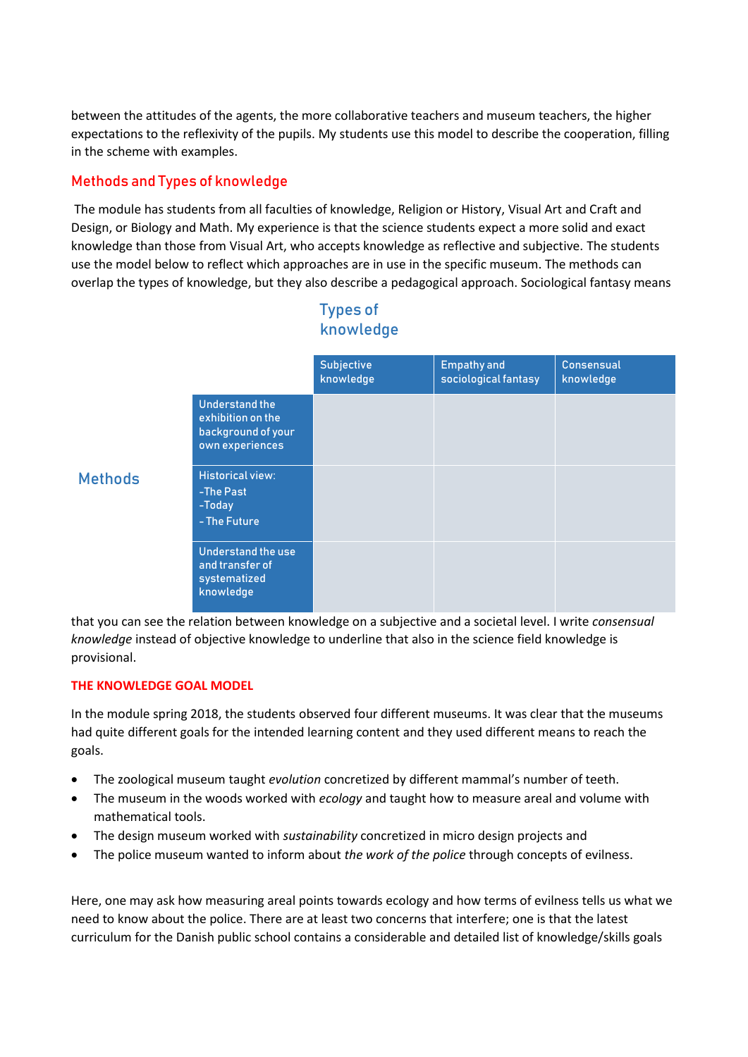between the attitudes of the agents, the more collaborative teachers and museum teachers, the higher expectations to the reflexivity of the pupils. My students use this model to describe the cooperation, filling in the scheme with examples.

## Methods and Types of knowledge

The module has students from all faculties of knowledge, Religion or History, Visual Art and Craft and Design, or Biology and Math. My experience is that the science students expect a more solid and exact knowledge than those from Visual Art, who accepts knowledge as reflective and subjective. The students use the model below to reflect which approaches are in use in the specific museum. The methods can overlap the types of knowledge, but they also describe a pedagogical approach. Sociological fantasy means that you can see the relation between knowledge on a subjective and a societal level. I write *consensual knowledge* instead of objective knowledge to underline that also in the science field knowledge is provisional.

| | | Types of knowledge | | |
|---|---|---|---|---|
| | | Subjective knowledge | Empathy and sociological fantasy | Consensual knowledge |
| Methods | Understand the exhibition on the background of your own experiences | | | |
| | Historical view: -The Past -Today - The Future | | | |
| | Understand the use and transfer of systematized knowledge | | | |

### THE KNOWLEDGE GOAL MODEL

In the module spring 2018, the students observed four different museums. It was clear that the museums had quite different goals for the intended learning content and they used different means to reach the goals.

- The zoological museum taught *evolution* concretized by different mammal's number of teeth.
- The museum in the woods worked with *ecology* and taught how to measure areal and volume with mathematical tools.
- The design museum worked with *sustainability* concretized in micro design projects and
- The police museum wanted to inform about *the work of the police* through concepts of evilness.

Here, one may ask how measuring areal points towards ecology and how terms of evilness tells us what we need to know about the police. There are at least two concerns that interfere; one is that the latest curriculum for the Danish public school contains a considerable and detailed list of knowledge/skills goals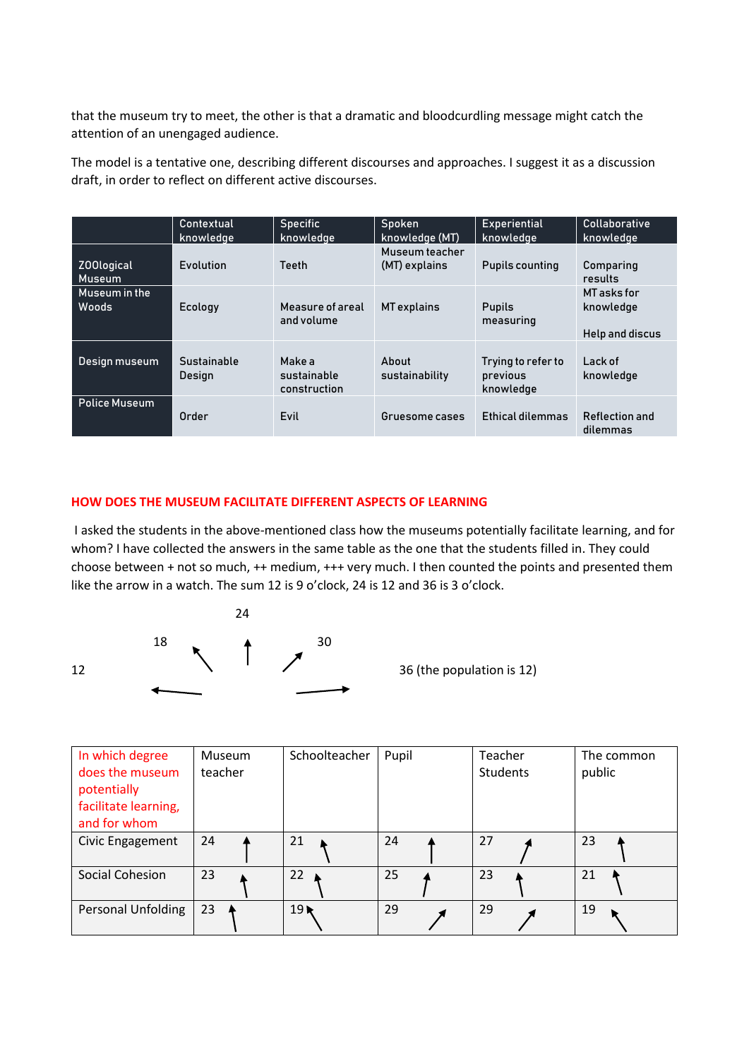that the museum try to meet, the other is that a dramatic and bloodcurdling message might catch the attention of an unengaged audience.

The model is a tentative one, describing different discourses and approaches. I suggest it as a discussion draft, in order to reflect on different active discourses.

| | Contextual knowledge | Specific knowledge | Spoken knowledge (MT) | Experiential knowledge | Collaborative knowledge |
|---|---|---|---|---|---|
| ZOOlogical Museum | Evolution | Teeth | Museum teacher (MT) explains | Pupils counting | Comparing results |
| Museum in the Woods | Ecology | Measure of areal and volume | MT explains | Pupils measuring | MT asks for knowledge<br><br>Help and discus |
| Design museum | Sustainable Design | Make a sustainable construction | About sustainability | Trying to refer to previous knowledge | Lack of knowledge |
| Police Museum | Order | Evil | Gruesome cases | Ethical dilemmas | Reflection and dilemmas |

## HOW DOES THE MUSEUM FACILITATE DIFFERENT ASPECTS OF LEARNING

I asked the students in the above-mentioned class how the museums potentially facilitate learning, and for whom? I have collected the answers in the same table as the one that the students filled in. They could choose between + not so much, ++ medium, +++ very much. I then counted the points and presented them like the arrow in a watch. The sum 12 is 9 o'clock, 24 is 12 and 36 is 3 o'clock.

12 ← 18 ↖ 24 ↑ 30 ↗ → 36 (the population is 12)

| In which degree does the museum potentially facilitate learning, and for whom | Museum teacher | Schoolteacher | Pupil | Teacher Students | The common public |
|---|---|---|---|---|---|
| Civic Engagement | 24 | 21 | 24 | 27 | 23 |
| Social Cohesion | 23 | 22 | 25 | 23 | 21 |
| Personal Unfolding | 23 | 19 | 29 | 29 | 19 |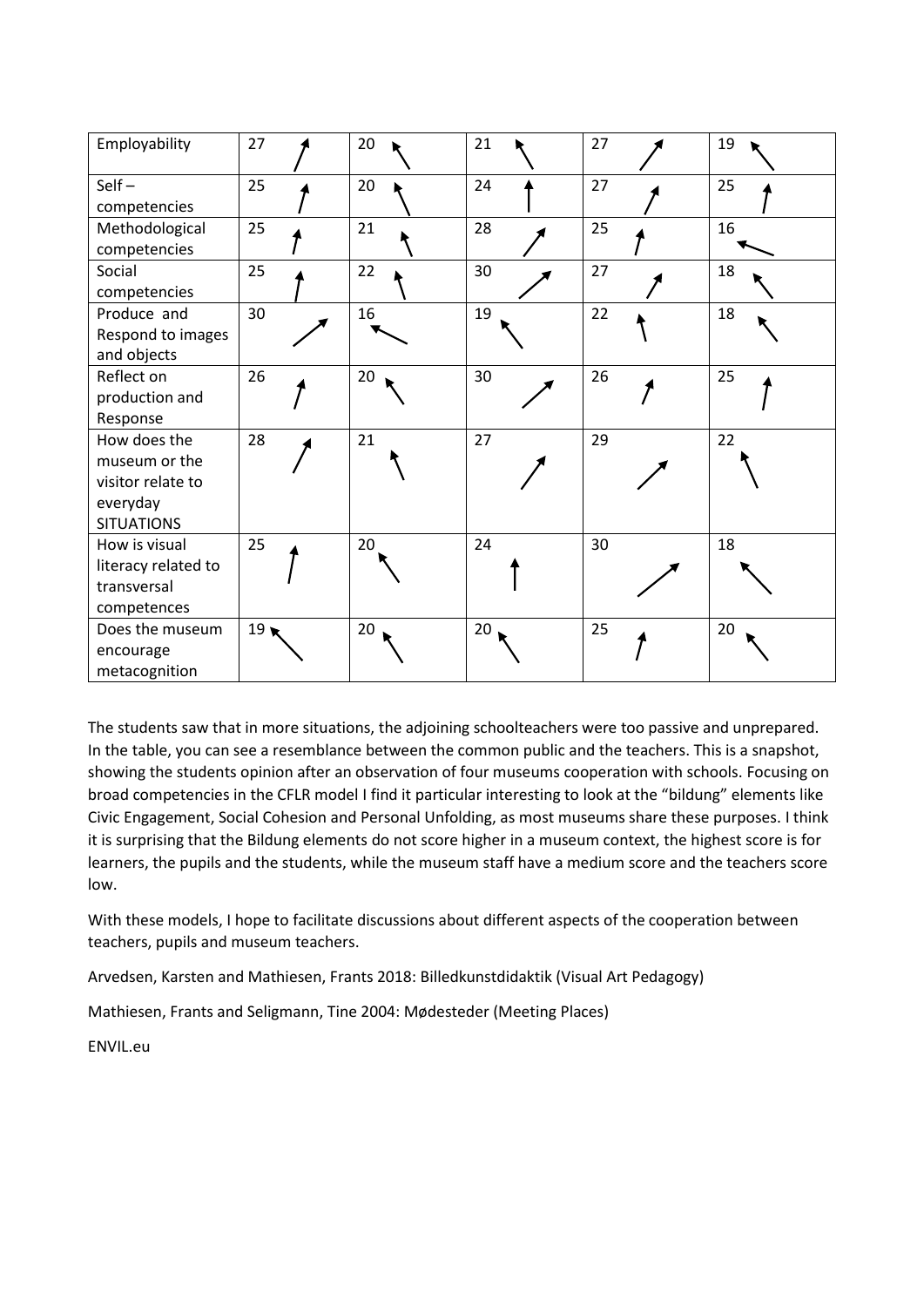| | | | | | |
|---|---|---|---|---|---|
| Employability | 27 ↗ | 20 ↖ | 21 ↖ | 27 ↗ | 19 ↖ |
| Self – competencies | 25 ↑ | 20 ↖ | 24 ↑ | 27 ↗ | 25 ↑ |
| Methodological competencies | 25 ↑ | 21 ↖ | 28 ↗ | 25 ↑ | 16 ↖ |
| Social competencies | 25 ↑ | 22 ↖ | 30 ↗ | 27 ↗ | 18 ↖ |
| Produce and Respond to images and objects | 30 ↗ | 16 ↖ | 19 ↖ | 22 ↖ | 18 ↖ |
| Reflect on production and Response | 26 ↗ | 20 ↖ | 30 ↗ | 26 ↗ | 25 ↑ |
| How does the museum or the visitor relate to everyday SITUATIONS | 28 ↗ | 21 ↖ | 27 ↗ | 29 ↗ | 22 ↖ |
| How is visual literacy related to transversal competences | 25 ↑ | 20 ↖ | 24 ↑ | 30 ↗ | 18 ↖ |
| Does the museum encourage metacognition | 19 ↖ | 20 ↖ | 20 ↖ | 25 ↗ | 20 ↖ |

The students saw that in more situations, the adjoining schoolteachers were too passive and unprepared. In the table, you can see a resemblance between the common public and the teachers. This is a snapshot, showing the students opinion after an observation of four museums cooperation with schools. Focusing on broad competencies in the CFLR model I find it particular interesting to look at the "bildung" elements like Civic Engagement, Social Cohesion and Personal Unfolding, as most museums share these purposes. I think it is surprising that the Bildung elements do not score higher in a museum context, the highest score is for learners, the pupils and the students, while the museum staff have a medium score and the teachers score low.

With these models, I hope to facilitate discussions about different aspects of the cooperation between teachers, pupils and museum teachers.

Arvedsen, Karsten and Mathiesen, Frants 2018: Billedkunstdidaktik (Visual Art Pedagogy)

Mathiesen, Frants and Seligmann, Tine 2004: Mødesteder (Meeting Places)

ENVIL.eu